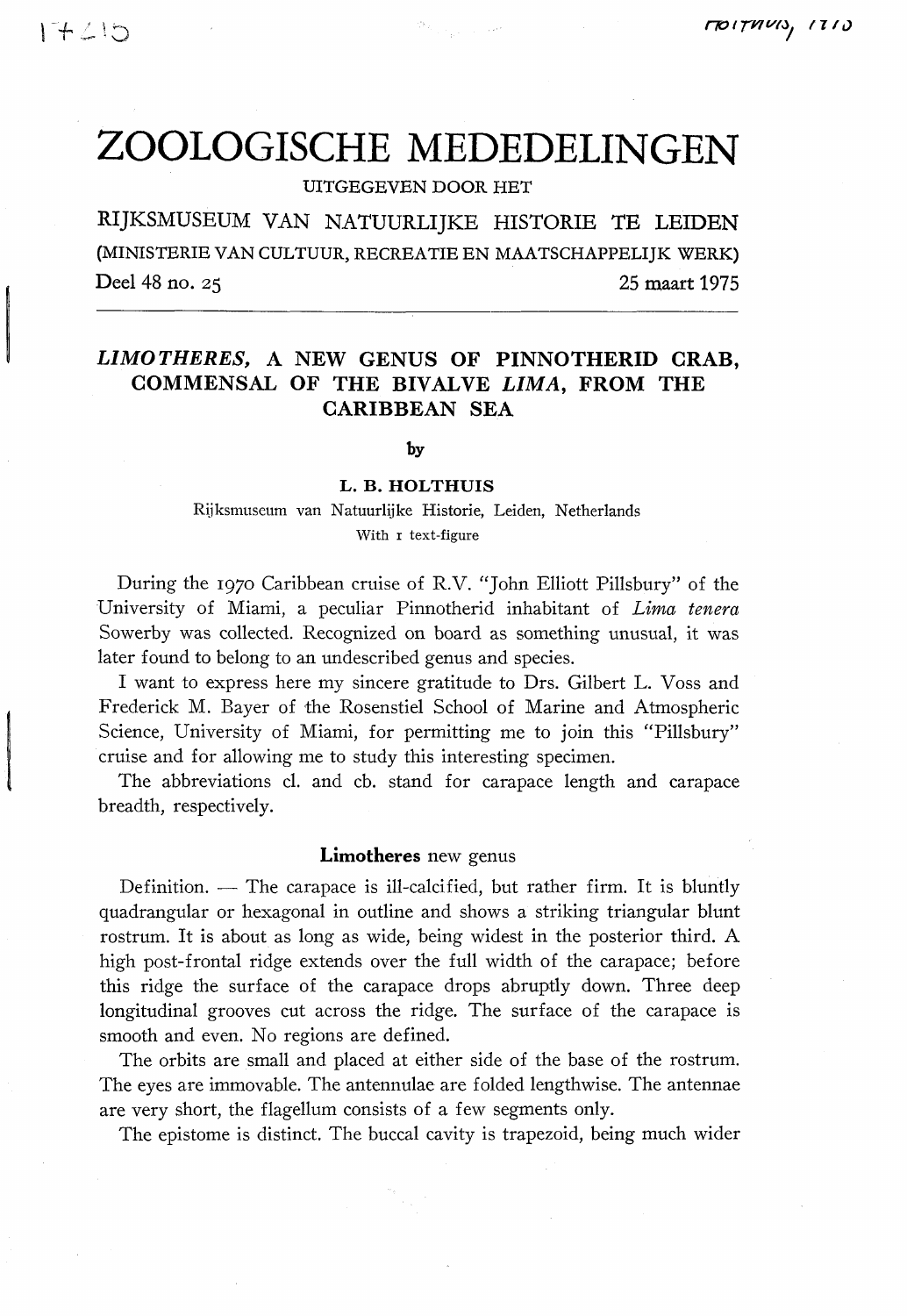# ZOOLOGISCHE MEDEDELINGEN

UITGEGEVEN DOOR HET

RIJKSMUSEUM VAN NATUURLIJKE HISTORIE TE LEIDEN

(MINISTERIE VAN CULTUUR, RECREATIE EN MAATSCHAPPELIJK WERK)

Deel 48 no. 25 — 25 maart 1975

## *LIMOTHERES*, A NEW GENUS OF PINNOTHERID CRAB, COMMENSAL OF THE BIVALVE *LIMA*, FROM THE CARIBBEAN SEA

by

**L. B. HOLTHUIS**

Rijksmuseum van Natuurlijke Historie, Leiden, Netherlands

With 1 text-figure

During the 1970 Caribbean cruise of R.V. "John Elliott Pillsbury" of the University of Miami, a peculiar Pinnotherid inhabitant of *Lima tenera* Sowerby was collected. Recognized on board as something unusual, it was later found to belong to an undescribed genus and species.

I want to express here my sincere gratitude to Drs. Gilbert L. Voss and Frederick M. Bayer of the Rosenstiel School of Marine and Atmospheric Science, University of Miami, for permitting me to join this "Pillsbury" cruise and for allowing me to study this interesting specimen.

The abbreviations cl. and cb. stand for carapace length and carapace breadth, respectively.

### **Limotheres** new genus

Definition. — The carapace is ill-calcified, but rather firm. It is bluntly quadrangular or hexagonal in outline and shows a striking triangular blunt rostrum. It is about as long as wide, being widest in the posterior third. A high post-frontal ridge extends over the full width of the carapace; before this ridge the surface of the carapace drops abruptly down. Three deep longitudinal grooves cut across the ridge. The surface of the carapace is smooth and even. No regions are defined.

The orbits are small and placed at either side of the base of the rostrum. The eyes are immovable. The antennulae are folded lengthwise. The antennae are very short, the flagellum consists of a few segments only.

The epistome is distinct. The buccal cavity is trapezoid, being much wider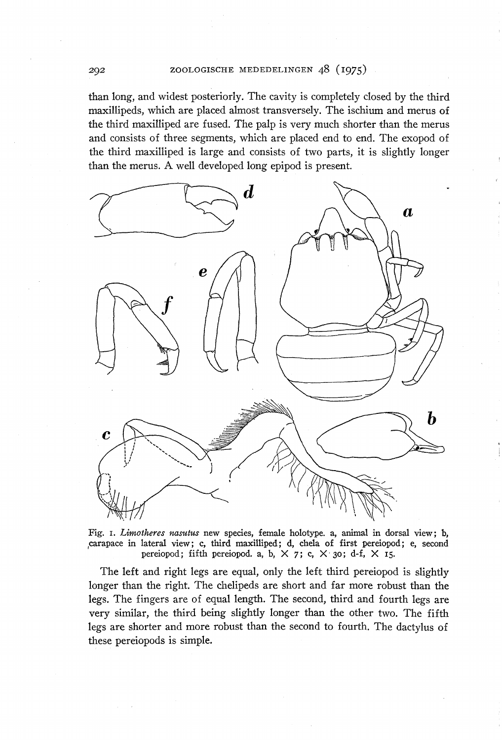than long, and widest posteriorly. The cavity is completely closed by the third maxillipeds, which are placed almost transversely. The ischium and merus of the third maxilliped are fused. The palp is very much shorter than the merus and consists of three segments, which are placed end to end. The exopod of the third maxilliped is large and consists of two parts, it is slightly longer than the merus. A well developed long epipod is present.

Fig. 1. *Limotheres nasutus* new species, female holotype. a, animal in dorsal view; b, carapace in lateral view; c, third maxilliped; d, chela of first pereiopod; e, second pereiopod; fifth pereiopod. a, b, × 7; c, × 30; d-f, × 15.

The left and right legs are equal, only the left third pereiopod is slightly longer than the right. The chelipeds are short and far more robust than the legs. The fingers are of equal length. The second, third and fourth legs are very similar, the third being slightly longer than the other two. The fifth legs are shorter and more robust than the second to fourth. The dactylus of these pereiopods is simple.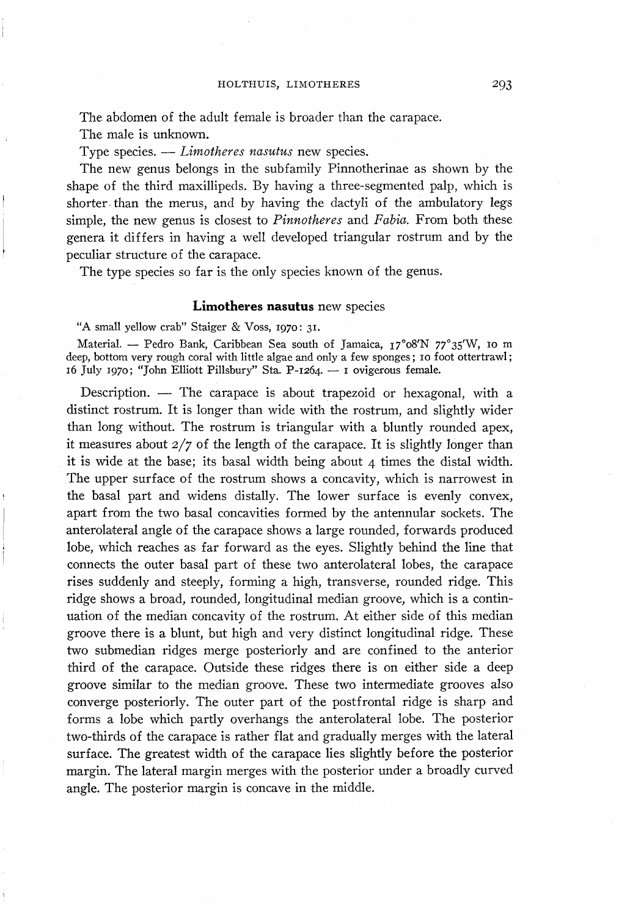The abdomen of the adult female is broader than the carapace.

The male is unknown.

Type species. — *Limotheres nasutus* new species.

The new genus belongs in the subfamily Pinnotherinae as shown by the shape of the third maxillipeds. By having a three-segmented palp, which is shorter than the merus, and by having the dactyli of the ambulatory legs simple, the new genus is closest to *Pinnotheres* and *Fabia*. From both these genera it differs in having a well developed triangular rostrum and by the peculiar structure of the carapace.

The type species so far is the only species known of the genus.

### **Limotheres nasutus** new species

"A small yellow crab" Staiger & Voss, 1970: 31.

Material. — Pedro Bank, Caribbean Sea south of Jamaica, 17°08'N 77°35'W, 10 m deep, bottom very rough coral with little algae and only a few sponges; 10 foot ottertrawl; 16 July 1970; "John Elliott Pillsbury" Sta. P-1264. — 1 ovigerous female.

Description. — The carapace is about trapezoid or hexagonal, with a distinct rostrum. It is longer than wide with the rostrum, and slightly wider than long without. The rostrum is triangular with a bluntly rounded apex, it measures about 2/7 of the length of the carapace. It is slightly longer than it is wide at the base; its basal width being about 4 times the distal width. The upper surface of the rostrum shows a concavity, which is narrowest in the basal part and widens distally. The lower surface is evenly convex, apart from the two basal concavities formed by the antennular sockets. The anterolateral angle of the carapace shows a large rounded, forwards produced lobe, which reaches as far forward as the eyes. Slightly behind the line that connects the outer basal part of these two anterolateral lobes, the carapace rises suddenly and steeply, forming a high, transverse, rounded ridge. This ridge shows a broad, rounded, longitudinal median groove, which is a continuation of the median concavity of the rostrum. At either side of this median groove there is a blunt, but high and very distinct longitudinal ridge. These two submedian ridges merge posteriorly and are confined to the anterior third of the carapace. Outside these ridges there is on either side a deep groove similar to the median groove. These two intermediate grooves also converge posteriorly. The outer part of the postfrontal ridge is sharp and forms a lobe which partly overhangs the anterolateral lobe. The posterior two-thirds of the carapace is rather flat and gradually merges with the lateral surface. The greatest width of the carapace lies slightly before the posterior margin. The lateral margin merges with the posterior under a broadly curved angle. The posterior margin is concave in the middle.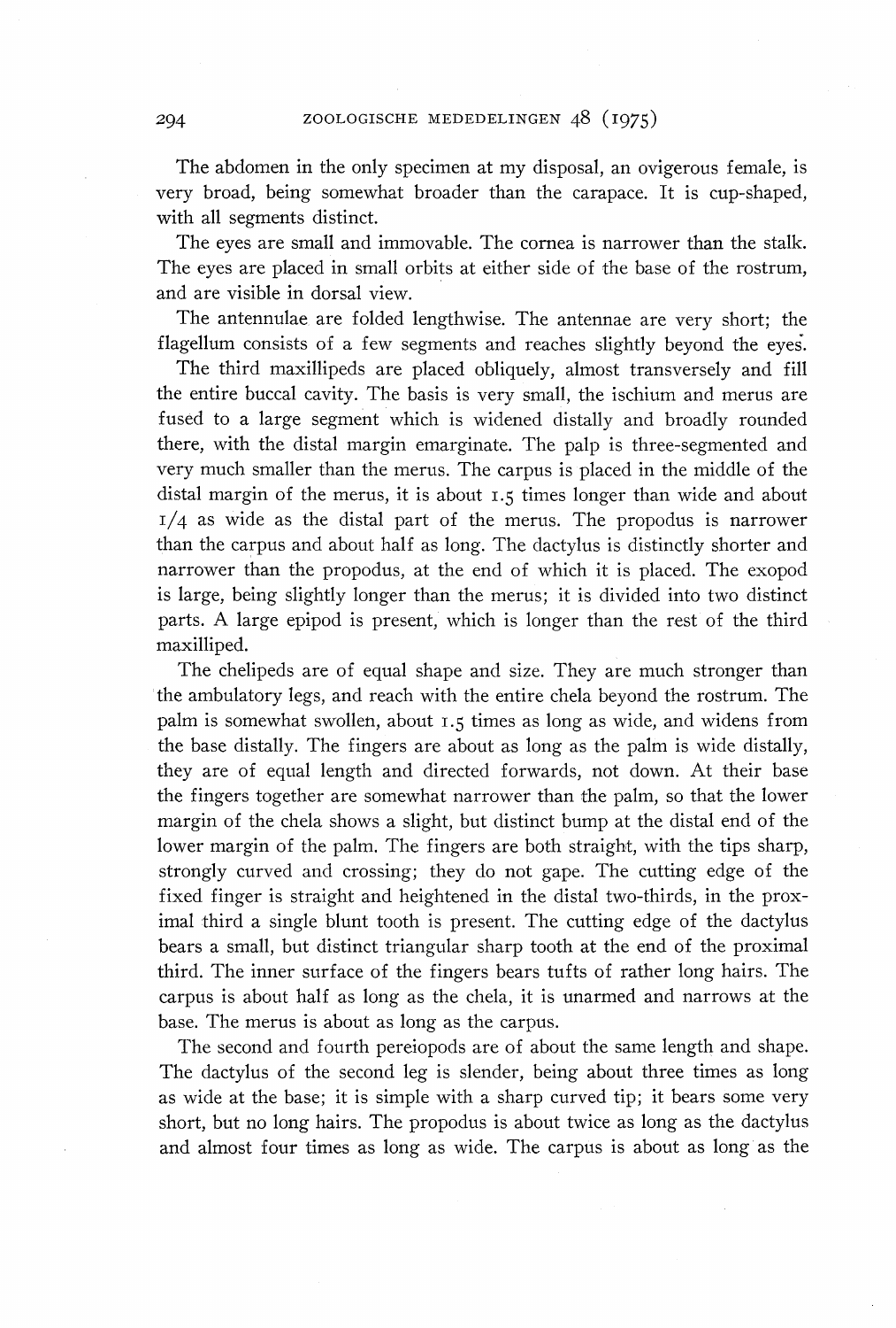The abdomen in the only specimen at my disposal, an ovigerous female, is very broad, being somewhat broader than the carapace. It is cup-shaped, with all segments distinct.

The eyes are small and immovable. The cornea is narrower than the stalk. The eyes are placed in small orbits at either side of the base of the rostrum, and are visible in dorsal view.

The antennulae are folded lengthwise. The antennae are very short; the flagellum consists of a few segments and reaches slightly beyond the eyes.

The third maxillipeds are placed obliquely, almost transversely and fill the entire buccal cavity. The basis is very small, the ischium and merus are fused to a large segment which is widened distally and broadly rounded there, with the distal margin emarginate. The palp is three-segmented and very much smaller than the merus. The carpus is placed in the middle of the distal margin of the merus, it is about 1.5 times longer than wide and about 1/4 as wide as the distal part of the merus. The propodus is narrower than the carpus and about half as long. The dactylus is distinctly shorter and narrower than the propodus, at the end of which it is placed. The exopod is large, being slightly longer than the merus; it is divided into two distinct parts. A large epipod is present, which is longer than the rest of the third maxilliped.

The chelipeds are of equal shape and size. They are much stronger than the ambulatory legs, and reach with the entire chela beyond the rostrum. The palm is somewhat swollen, about 1.5 times as long as wide, and widens from the base distally. The fingers are about as long as the palm is wide distally, they are of equal length and directed forwards, not down. At their base the fingers together are somewhat narrower than the palm, so that the lower margin of the chela shows a slight, but distinct bump at the distal end of the lower margin of the palm. The fingers are both straight, with the tips sharp, strongly curved and crossing; they do not gape. The cutting edge of the fixed finger is straight and heightened in the distal two-thirds, in the proximal third a single blunt tooth is present. The cutting edge of the dactylus bears a small, but distinct triangular sharp tooth at the end of the proximal third. The inner surface of the fingers bears tufts of rather long hairs. The carpus is about half as long as the chela, it is unarmed and narrows at the base. The merus is about as long as the carpus.

The second and fourth pereiopods are of about the same length and shape. The dactylus of the second leg is slender, being about three times as long as wide at the base; it is simple with a sharp curved tip; it bears some very short, but no long hairs. The propodus is about twice as long as the dactylus and almost four times as long as wide. The carpus is about as long as the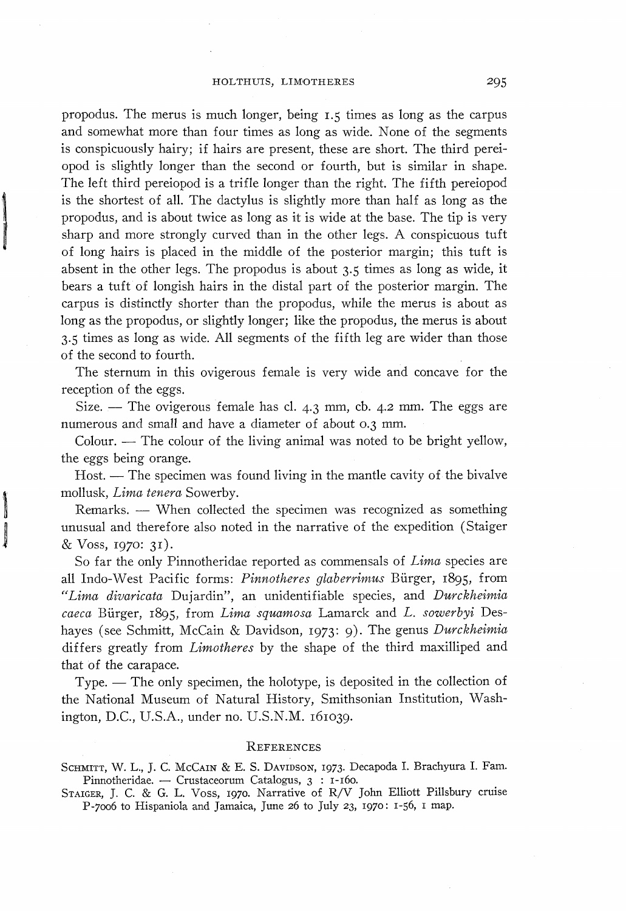propodus. The merus is much longer, being 1.5 times as long as the carpus and somewhat more than four times as long as wide. None of the segments is conspicuously hairy; if hairs are present, these are short. The third pereiopod is slightly longer than the second or fourth, but is similar in shape. The left third pereiopod is a trifle longer than the right. The fifth pereiopod is the shortest of all. The dactylus is slightly more than half as long as the propodus, and is about twice as long as it is wide at the base. The tip is very sharp and more strongly curved than in the other legs. A conspicuous tuft of long hairs is placed in the middle of the posterior margin; this tuft is absent in the other legs. The propodus is about 3.5 times as long as wide, it bears a tuft of longish hairs in the distal part of the posterior margin. The carpus is distinctly shorter than the propodus, while the merus is about as long as the propodus, or slightly longer; like the propodus, the merus is about 3.5 times as long as wide. All segments of the fifth leg are wider than those of the second to fourth.

The sternum in this ovigerous female is very wide and concave for the reception of the eggs.

Size. — The ovigerous female has cl. 4.3 mm, cb. 4.2 mm. The eggs are numerous and small and have a diameter of about 0.3 mm.

Colour. — The colour of the living animal was noted to be bright yellow, the eggs being orange.

Host. — The specimen was found living in the mantle cavity of the bivalve mollusk, *Lima tenera* Sowerby.

Remarks. — When collected the specimen was recognized as something unusual and therefore also noted in the narrative of the expedition (Staiger & Voss, 1970: 31).

So far the only Pinnotheridae reported as commensals of *Lima* species are all Indo-West Pacific forms: *Pinnotheres glaberrimus* Bürger, 1895, from "*Lima divaricata* Dujardin", an unidentifiable species, and *Durckheimia caeca* Bürger, 1895, from *Lima squamosa* Lamarck and *L. sowerbyi* Deshayes (see Schmitt, McCain & Davidson, 1973: 9). The genus *Durckheimia* differs greatly from *Limotheres* by the shape of the third maxilliped and that of the carapace.

Type. — The only specimen, the holotype, is deposited in the collection of the National Museum of Natural History, Smithsonian Institution, Washington, D.C., U.S.A., under no. U.S.N.M. 161039.

## References

Schmitt, W. L., J. C. McCain & E. S. Davidson, 1973. Decapoda I. Brachyura I. Fam. Pinnotheridae. — Crustaceorum Catalogus, 3 : 1-160.

Staiger, J. C. & G. L. Voss, 1970. Narrative of R/V John Elliott Pillsbury cruise P-7006 to Hispaniola and Jamaica, June 26 to July 23, 1970: 1-56, 1 map.